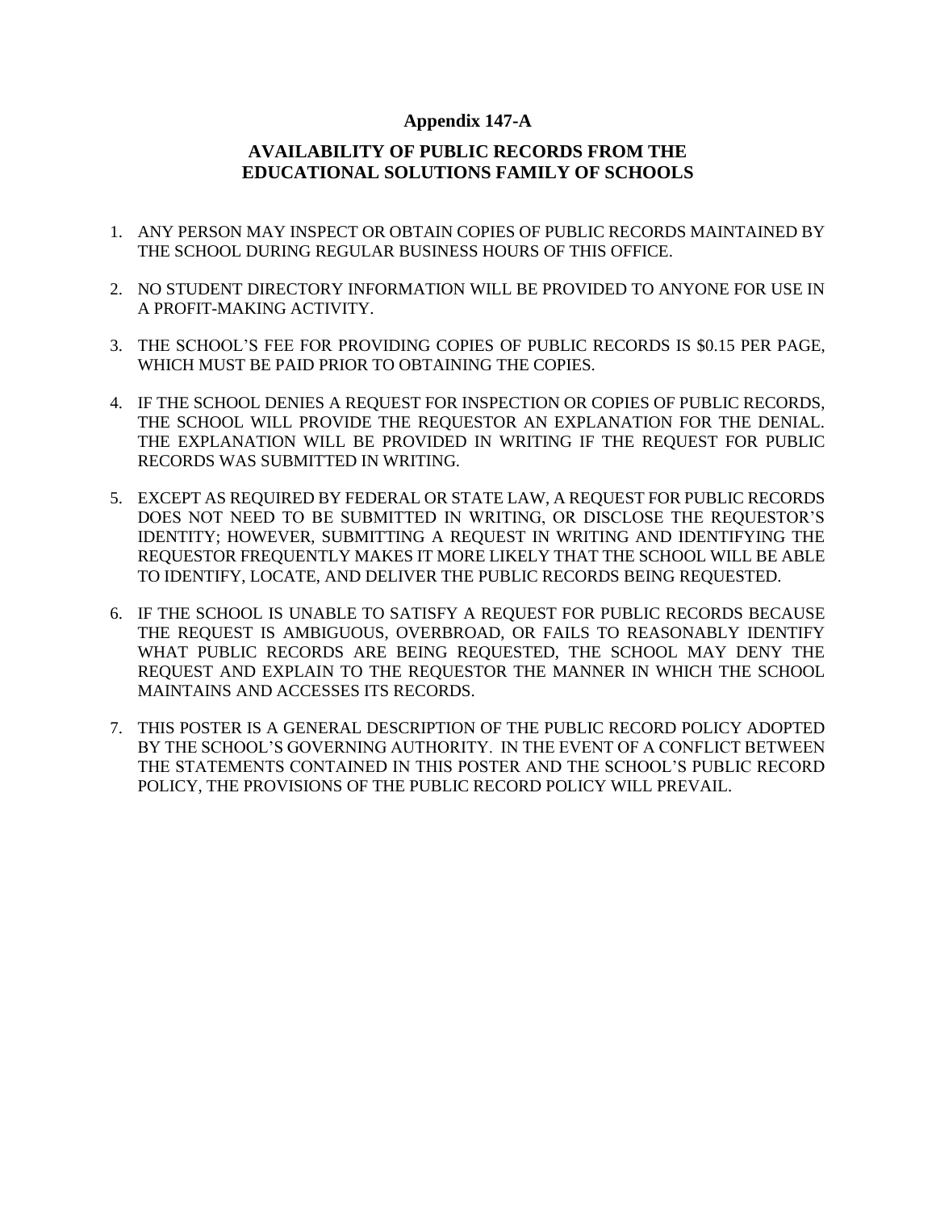# Appendix 147-A

## AVAILABILITY OF PUBLIC RECORDS FROM THE EDUCATIONAL SOLUTIONS FAMILY OF SCHOOLS

1. ANY PERSON MAY INSPECT OR OBTAIN COPIES OF PUBLIC RECORDS MAINTAINED BY THE SCHOOL DURING REGULAR BUSINESS HOURS OF THIS OFFICE.

2. NO STUDENT DIRECTORY INFORMATION WILL BE PROVIDED TO ANYONE FOR USE IN A PROFIT-MAKING ACTIVITY.

3. THE SCHOOL'S FEE FOR PROVIDING COPIES OF PUBLIC RECORDS IS $0.15 PER PAGE, WHICH MUST BE PAID PRIOR TO OBTAINING THE COPIES.

4. IF THE SCHOOL DENIES A REQUEST FOR INSPECTION OR COPIES OF PUBLIC RECORDS, THE SCHOOL WILL PROVIDE THE REQUESTOR AN EXPLANATION FOR THE DENIAL. THE EXPLANATION WILL BE PROVIDED IN WRITING IF THE REQUEST FOR PUBLIC RECORDS WAS SUBMITTED IN WRITING.

5. EXCEPT AS REQUIRED BY FEDERAL OR STATE LAW, A REQUEST FOR PUBLIC RECORDS DOES NOT NEED TO BE SUBMITTED IN WRITING, OR DISCLOSE THE REQUESTOR'S IDENTITY; HOWEVER, SUBMITTING A REQUEST IN WRITING AND IDENTIFYING THE REQUESTOR FREQUENTLY MAKES IT MORE LIKELY THAT THE SCHOOL WILL BE ABLE TO IDENTIFY, LOCATE, AND DELIVER THE PUBLIC RECORDS BEING REQUESTED.

6. IF THE SCHOOL IS UNABLE TO SATISFY A REQUEST FOR PUBLIC RECORDS BECAUSE THE REQUEST IS AMBIGUOUS, OVERBROAD, OR FAILS TO REASONABLY IDENTIFY WHAT PUBLIC RECORDS ARE BEING REQUESTED, THE SCHOOL MAY DENY THE REQUEST AND EXPLAIN TO THE REQUESTOR THE MANNER IN WHICH THE SCHOOL MAINTAINS AND ACCESSES ITS RECORDS.

7. THIS POSTER IS A GENERAL DESCRIPTION OF THE PUBLIC RECORD POLICY ADOPTED BY THE SCHOOL'S GOVERNING AUTHORITY. IN THE EVENT OF A CONFLICT BETWEEN THE STATEMENTS CONTAINED IN THIS POSTER AND THE SCHOOL'S PUBLIC RECORD POLICY, THE PROVISIONS OF THE PUBLIC RECORD POLICY WILL PREVAIL.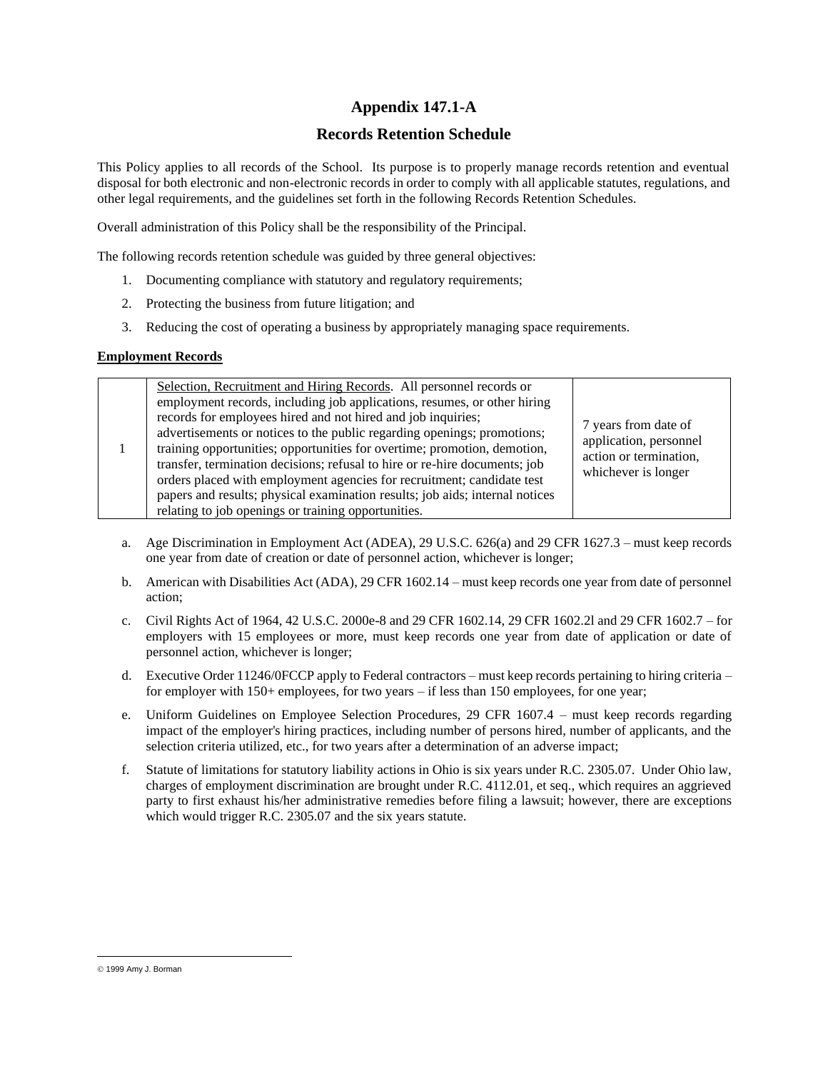# Appendix 147.1-A

## Records Retention Schedule

This Policy applies to all records of the School. Its purpose is to properly manage records retention and eventual disposal for both electronic and non-electronic records in order to comply with all applicable statutes, regulations, and other legal requirements, and the guidelines set forth in the following Records Retention Schedules.

Overall administration of this Policy shall be the responsibility of the Principal.

The following records retention schedule was guided by three general objectives:

1. Documenting compliance with statutory and regulatory requirements;
2. Protecting the business from future litigation; and
3. Reducing the cost of operating a business by appropriately managing space requirements.

**Employment Records**

| | | |
|---|---|---|
| 1 | Selection, Recruitment and Hiring Records. All personnel records or employment records, including job applications, resumes, or other hiring records for employees hired and not hired and job inquiries; advertisements or notices to the public regarding openings; promotions; training opportunities; opportunities for overtime; promotion, demotion, transfer, termination decisions; refusal to hire or re-hire documents; job orders placed with employment agencies for recruitment; candidate test papers and results; physical examination results; job aids; internal notices relating to job openings or training opportunities. | 7 years from date of application, personnel action or termination, whichever is longer |

a. Age Discrimination in Employment Act (ADEA), 29 U.S.C. 626(a) and 29 CFR 1627.3 – must keep records one year from date of creation or date of personnel action, whichever is longer;

b. American with Disabilities Act (ADA), 29 CFR 1602.14 – must keep records one year from date of personnel action;

c. Civil Rights Act of 1964, 42 U.S.C. 2000e-8 and 29 CFR 1602.14, 29 CFR 1602.2l and 29 CFR 1602.7 – for employers with 15 employees or more, must keep records one year from date of application or date of personnel action, whichever is longer;

d. Executive Order 11246/0FCCP apply to Federal contractors – must keep records pertaining to hiring criteria – for employer with 150+ employees, for two years – if less than 150 employees, for one year;

e. Uniform Guidelines on Employee Selection Procedures, 29 CFR 1607.4 – must keep records regarding impact of the employer's hiring practices, including number of persons hired, number of applicants, and the selection criteria utilized, etc., for two years after a determination of an adverse impact;

f. Statute of limitations for statutory liability actions in Ohio is six years under R.C. 2305.07. Under Ohio law, charges of employment discrimination are brought under R.C. 4112.01, et seq., which requires an aggrieved party to first exhaust his/her administrative remedies before filing a lawsuit; however, there are exceptions which would trigger R.C. 2305.07 and the six years statute.

© 1999 Amy J. Borman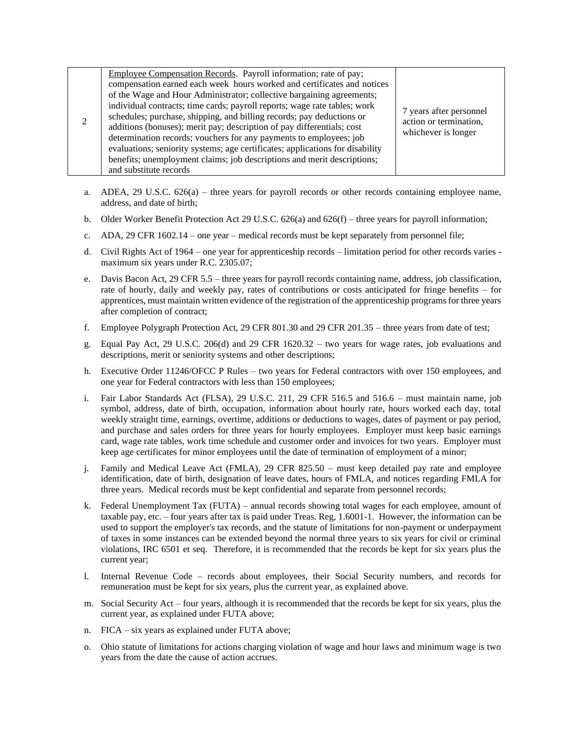| | | |
|---|---|---|
| 2 | <u>Employee Compensation Records</u>. Payroll information; rate of pay; compensation earned each week hours worked and certificates and notices of the Wage and Hour Administrator; collective bargaining agreements; individual contracts; time cards; payroll reports; wage rate tables; work schedules; purchase, shipping, and billing records; pay deductions or additions (bonuses); merit pay; description of pay differentials; cost determination records; vouchers for any payments to employees; job evaluations; seniority systems; age certificates; applications for disability benefits; unemployment claims; job descriptions and merit descriptions; and substitute records | 7 years after personnel action or termination, whichever is longer |

a. ADEA, 29 U.S.C. 626(a) – three years for payroll records or other records containing employee name, address, and date of birth;

b. Older Worker Benefit Protection Act 29 U.S.C. 626(a) and 626(f) – three years for payroll information;

c. ADA, 29 CFR 1602.14 – one year – medical records must be kept separately from personnel file;

d. Civil Rights Act of 1964 – one year for apprenticeship records – limitation period for other records varies - maximum six years under R.C. 2305.07;

e. Davis Bacon Act, 29 CFR 5.5 – three years for payroll records containing name, address, job classification, rate of hourly, daily and weekly pay, rates of contributions or costs anticipated for fringe benefits – for apprentices, must maintain written evidence of the registration of the apprenticeship programs for three years after completion of contract;

f. Employee Polygraph Protection Act, 29 CFR 801.30 and 29 CFR 201.35 – three years from date of test;

g. Equal Pay Act, 29 U.S.C. 206(d) and 29 CFR 1620.32 – two years for wage rates, job evaluations and descriptions, merit or seniority systems and other descriptions;

h. Executive Order 11246/OFCC P Rules – two years for Federal contractors with over 150 employees, and one year for Federal contractors with less than 150 employees;

i. Fair Labor Standards Act (FLSA), 29 U.S.C. 211, 29 CFR 516.5 and 516.6 – must maintain name, job symbol, address, date of birth, occupation, information about hourly rate, hours worked each day, total weekly straight time, earnings, overtime, additions or deductions to wages, dates of payment or pay period, and purchase and sales orders for three years for hourly employees. Employer must keep basic earnings card, wage rate tables, work time schedule and customer order and invoices for two years. Employer must keep age certificates for minor employees until the date of termination of employment of a minor;

j. Family and Medical Leave Act (FMLA), 29 CFR 825.50 – must keep detailed pay rate and employee identification, date of birth, designation of leave dates, hours of FMLA, and notices regarding FMLA for three years. Medical records must be kept confidential and separate from personnel records;

k. Federal Unemployment Tax (FUTA) – annual records showing total wages for each employee, amount of taxable pay, etc. – four years after tax is paid under Treas. Reg, 1.6001-1. However, the information can be used to support the employer's tax records, and the statute of limitations for non-payment or underpayment of taxes in some instances can be extended beyond the normal three years to six years for civil or criminal violations, IRC 6501 et seq. Therefore, it is recommended that the records be kept for six years plus the current year;

l. Internal Revenue Code – records about employees, their Social Security numbers, and records for remuneration must be kept for six years, plus the current year, as explained above.

m. Social Security Act – four years, although it is recommended that the records be kept for six years, plus the current year, as explained under FUTA above;

n. FICA – six years as explained under FUTA above;

o. Ohio statute of limitations for actions charging violation of wage and hour laws and minimum wage is two years from the date the cause of action accrues.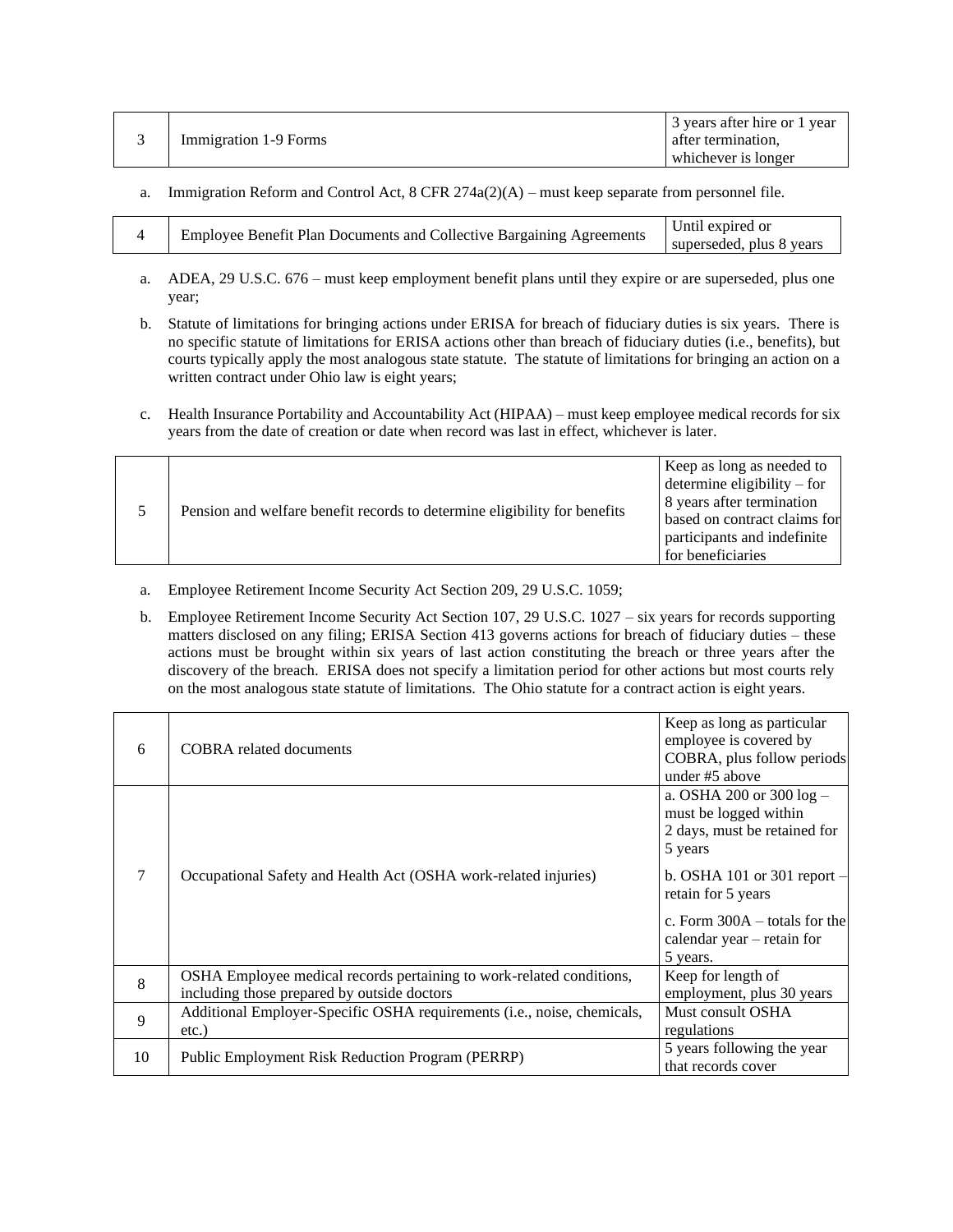| 3 | Immigration 1-9 Forms | 3 years after hire or 1 year after termination, whichever is longer |
|---|---|---|

a. Immigration Reform and Control Act, 8 CFR 274a(2)(A) – must keep separate from personnel file.

| 4 | Employee Benefit Plan Documents and Collective Bargaining Agreements | Until expired or superseded, plus 8 years |
|---|---|---|

a. ADEA, 29 U.S.C. 676 – must keep employment benefit plans until they expire or are superseded, plus one year;

b. Statute of limitations for bringing actions under ERISA for breach of fiduciary duties is six years. There is no specific statute of limitations for ERISA actions other than breach of fiduciary duties (i.e., benefits), but courts typically apply the most analogous state statute. The statute of limitations for bringing an action on a written contract under Ohio law is eight years;

c. Health Insurance Portability and Accountability Act (HIPAA) – must keep employee medical records for six years from the date of creation or date when record was last in effect, whichever is later.

| 5 | Pension and welfare benefit records to determine eligibility for benefits | Keep as long as needed to determine eligibility – for 8 years after termination based on contract claims for participants and indefinite for beneficiaries |
|---|---|---|

a. Employee Retirement Income Security Act Section 209, 29 U.S.C. 1059;

b. Employee Retirement Income Security Act Section 107, 29 U.S.C. 1027 – six years for records supporting matters disclosed on any filing; ERISA Section 413 governs actions for breach of fiduciary duties – these actions must be brought within six years of last action constituting the breach or three years after the discovery of the breach. ERISA does not specify a limitation period for other actions but most courts rely on the most analogous state statute of limitations. The Ohio statute for a contract action is eight years.

| 6 | COBRA related documents | Keep as long as particular employee is covered by COBRA, plus follow periods under #5 above |
|---|---|---|
| 7 | Occupational Safety and Health Act (OSHA work-related injuries) | a. OSHA 200 or 300 log – must be logged within 2 days, must be retained for 5 years<br><br>b. OSHA 101 or 301 report – retain for 5 years<br><br>c. Form 300A – totals for the calendar year – retain for 5 years. |
| 8 | OSHA Employee medical records pertaining to work-related conditions, including those prepared by outside doctors | Keep for length of employment, plus 30 years |
| 9 | Additional Employer-Specific OSHA requirements (i.e., noise, chemicals, etc.) | Must consult OSHA regulations |
| 10 | Public Employment Risk Reduction Program (PERRP) | 5 years following the year that records cover |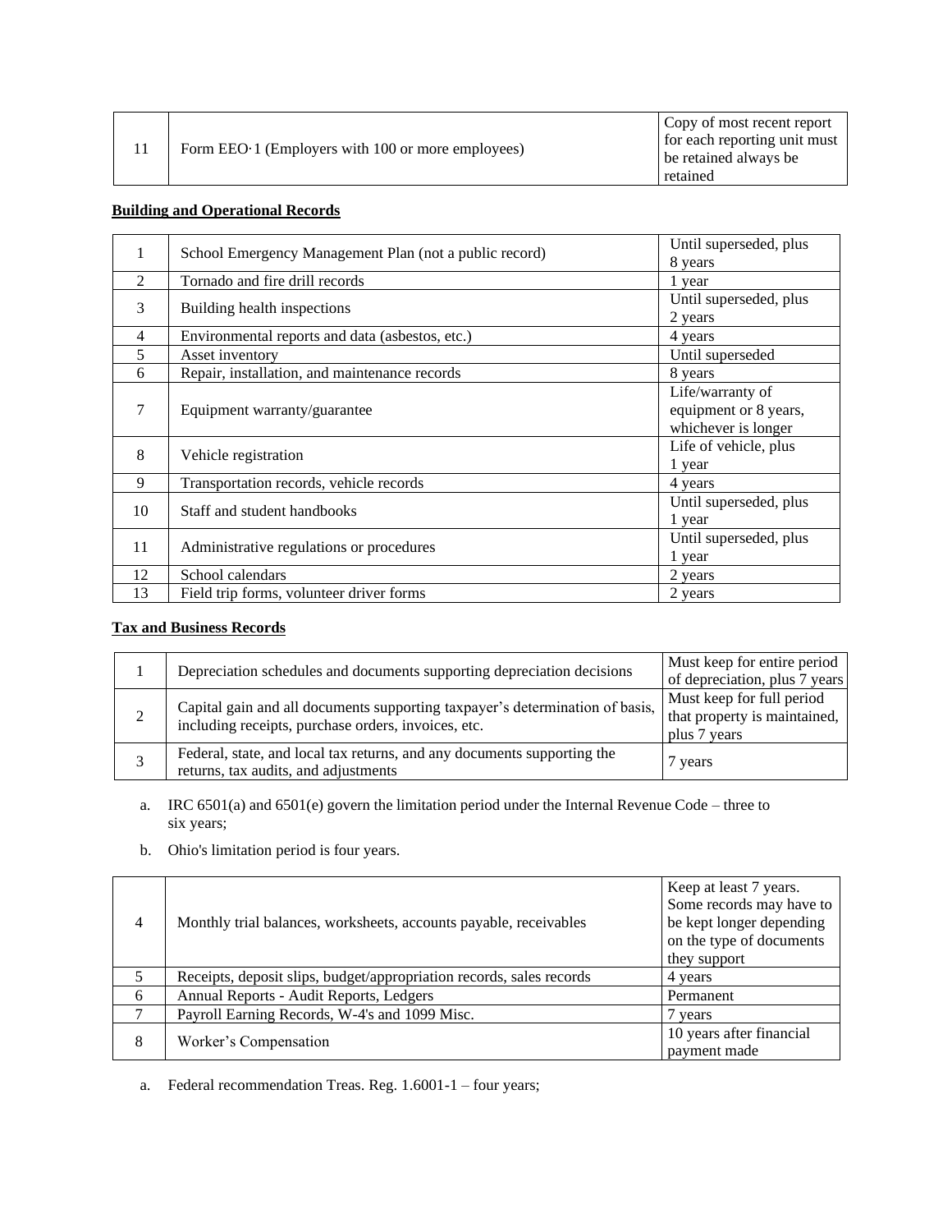| 11 | Form EEO·1 (Employers with 100 or more employees) | Copy of most recent report for each reporting unit must be retained always be retained |
|---|---|---|

**Building and Operational Records**

| 1 | School Emergency Management Plan (not a public record) | Until superseded, plus 8 years |
|---|---|---|
| 2 | Tornado and fire drill records | 1 year |
| 3 | Building health inspections | Until superseded, plus 2 years |
| 4 | Environmental reports and data (asbestos, etc.) | 4 years |
| 5 | Asset inventory | Until superseded |
| 6 | Repair, installation, and maintenance records | 8 years |
| 7 | Equipment warranty/guarantee | Life/warranty of equipment or 8 years, whichever is longer |
| 8 | Vehicle registration | Life of vehicle, plus 1 year |
| 9 | Transportation records, vehicle records | 4 years |
| 10 | Staff and student handbooks | Until superseded, plus 1 year |
| 11 | Administrative regulations or procedures | Until superseded, plus 1 year |
| 12 | School calendars | 2 years |
| 13 | Field trip forms, volunteer driver forms | 2 years |

**Tax and Business Records**

| 1 | Depreciation schedules and documents supporting depreciation decisions | Must keep for entire period of depreciation, plus 7 years |
|---|---|---|
| 2 | Capital gain and all documents supporting taxpayer's determination of basis, including receipts, purchase orders, invoices, etc. | Must keep for full period that property is maintained, plus 7 years |
| 3 | Federal, state, and local tax returns, and any documents supporting the returns, tax audits, and adjustments | 7 years |

a. IRC 6501(a) and 6501(e) govern the limitation period under the Internal Revenue Code – three to six years;

b. Ohio's limitation period is four years.

| 4 | Monthly trial balances, worksheets, accounts payable, receivables | Keep at least 7 years. Some records may have to be kept longer depending on the type of documents they support |
|---|---|---|
| 5 | Receipts, deposit slips, budget/appropriation records, sales records | 4 years |
| 6 | Annual Reports - Audit Reports, Ledgers | Permanent |
| 7 | Payroll Earning Records, W-4's and 1099 Misc. | 7 years |
| 8 | Worker's Compensation | 10 years after financial payment made |

a. Federal recommendation Treas. Reg. 1.6001-1 – four years;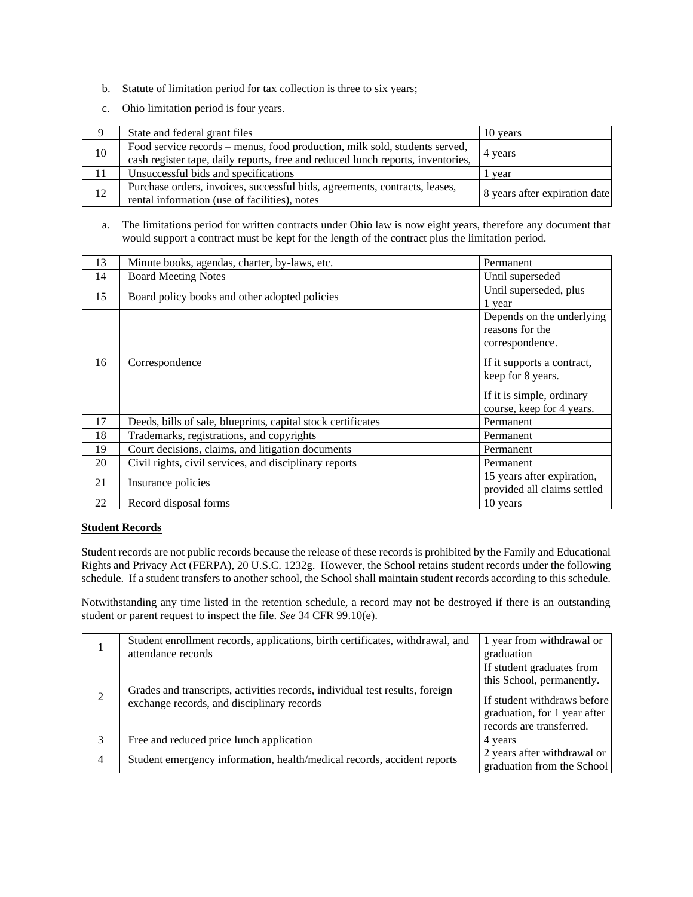b. Statute of limitation period for tax collection is three to six years;

c. Ohio limitation period is four years.

| | | |
|---|---|---|
| 9 | State and federal grant files | 10 years |
| 10 | Food service records – menus, food production, milk sold, students served, cash register tape, daily reports, free and reduced lunch reports, inventories, | 4 years |
| 11 | Unsuccessful bids and specifications | 1 year |
| 12 | Purchase orders, invoices, successful bids, agreements, contracts, leases, rental information (use of facilities), notes | 8 years after expiration date |

a. The limitations period for written contracts under Ohio law is now eight years, therefore any document that would support a contract must be kept for the length of the contract plus the limitation period.

| | | |
|---|---|---|
| 13 | Minute books, agendas, charter, by-laws, etc. | Permanent |
| 14 | Board Meeting Notes | Until superseded |
| 15 | Board policy books and other adopted policies | Until superseded, plus 1 year |
| 16 | Correspondence | Depends on the underlying reasons for the correspondence.<br><br>If it supports a contract, keep for 8 years.<br><br>If it is simple, ordinary course, keep for 4 years. |
| 17 | Deeds, bills of sale, blueprints, capital stock certificates | Permanent |
| 18 | Trademarks, registrations, and copyrights | Permanent |
| 19 | Court decisions, claims, and litigation documents | Permanent |
| 20 | Civil rights, civil services, and disciplinary reports | Permanent |
| 21 | Insurance policies | 15 years after expiration, provided all claims settled |
| 22 | Record disposal forms | 10 years |

**Student Records**

Student records are not public records because the release of these records is prohibited by the Family and Educational Rights and Privacy Act (FERPA), 20 U.S.C. 1232g. However, the School retains student records under the following schedule. If a student transfers to another school, the School shall maintain student records according to this schedule.

Notwithstanding any time listed in the retention schedule, a record may not be destroyed if there is an outstanding student or parent request to inspect the file. *See* 34 CFR 99.10(e).

| | | |
|---|---|---|
| 1 | Student enrollment records, applications, birth certificates, withdrawal, and attendance records | 1 year from withdrawal or graduation |
| 2 | Grades and transcripts, activities records, individual test results, foreign exchange records, and disciplinary records | If student graduates from this School, permanently.<br><br>If student withdraws before graduation, for 1 year after records are transferred. |
| 3 | Free and reduced price lunch application | 4 years |
| 4 | Student emergency information, health/medical records, accident reports | 2 years after withdrawal or graduation from the School |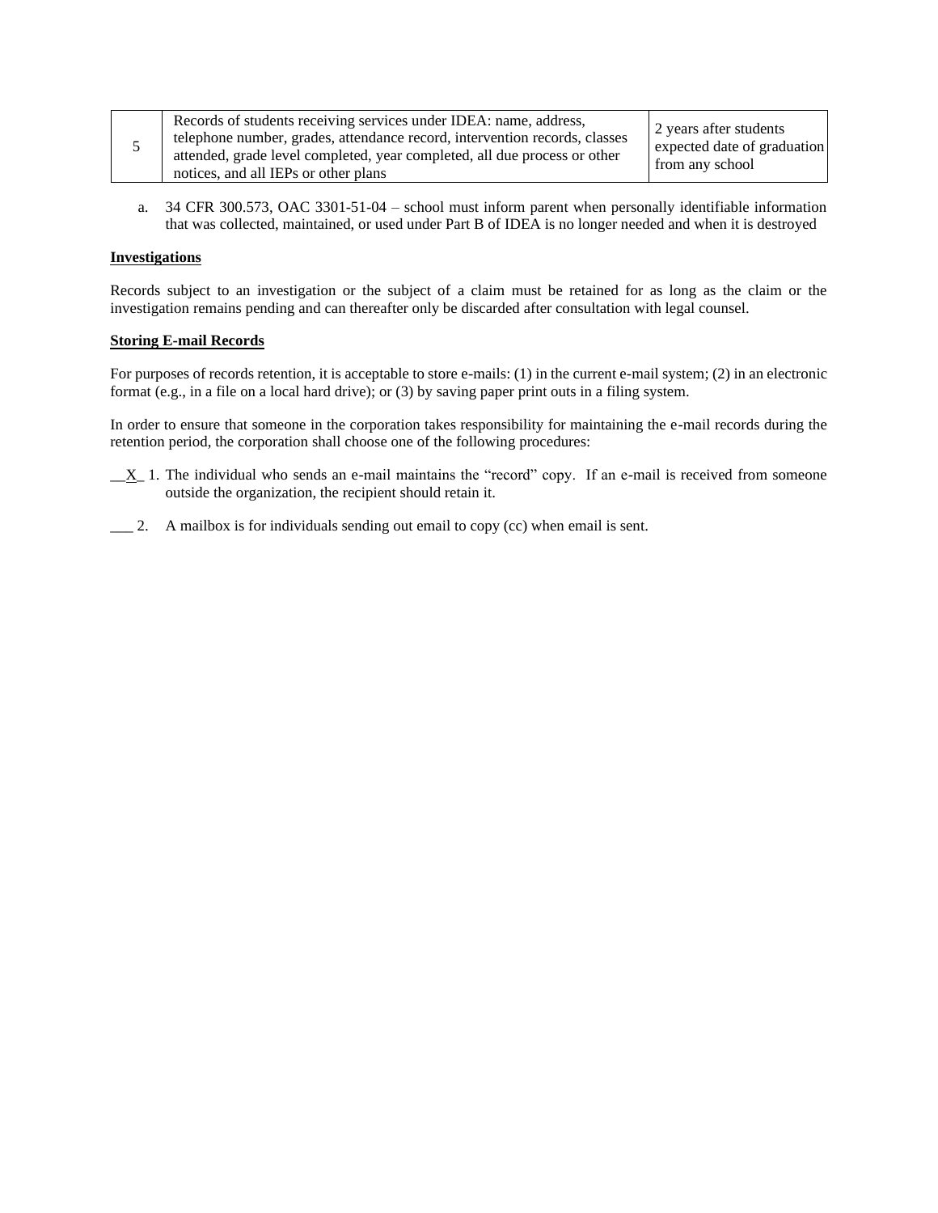| 5 | Records of students receiving services under IDEA: name, address, telephone number, grades, attendance record, intervention records, classes attended, grade level completed, year completed, all due process or other notices, and all IEPs or other plans | 2 years after students expected date of graduation from any school |
|---|---|---|

a. 34 CFR 300.573, OAC 3301-51-04 – school must inform parent when personally identifiable information that was collected, maintained, or used under Part B of IDEA is no longer needed and when it is destroyed

**Investigations**

Records subject to an investigation or the subject of a claim must be retained for as long as the claim or the investigation remains pending and can thereafter only be discarded after consultation with legal counsel.

**Storing E-mail Records**

For purposes of records retention, it is acceptable to store e-mails: (1) in the current e-mail system; (2) in an electronic format (e.g., in a file on a local hard drive); or (3) by saving paper print outs in a filing system.

In order to ensure that someone in the corporation takes responsibility for maintaining the e-mail records during the retention period, the corporation shall choose one of the following procedures:

__X_ 1. The individual who sends an e-mail maintains the "record" copy. If an e-mail is received from someone outside the organization, the recipient should retain it.

___ 2. A mailbox is for individuals sending out email to copy (cc) when email is sent.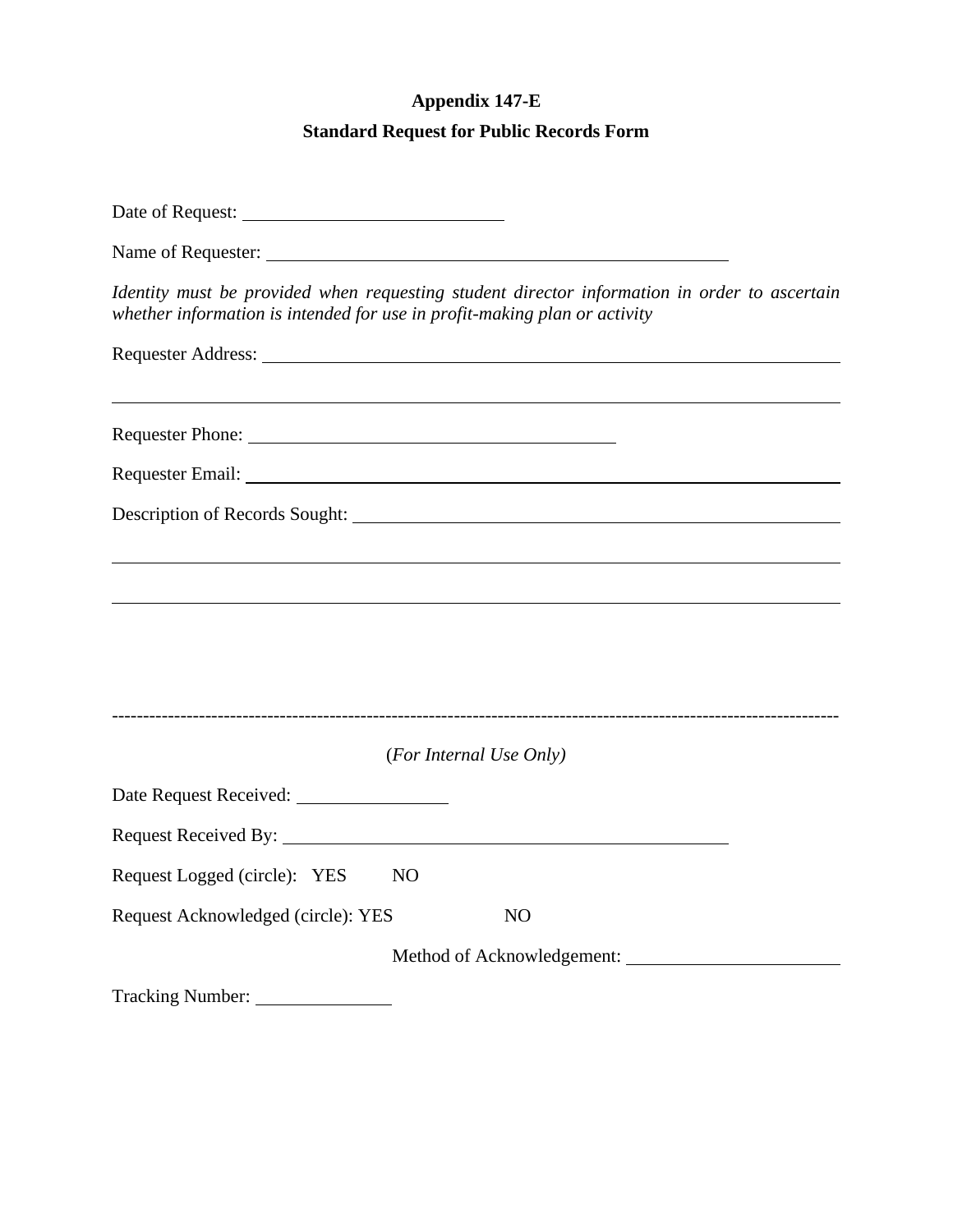**Appendix 147-E**

**Standard Request for Public Records Form**

Date of Request: ____________________________

Name of Requester: ___________________________________________________

*Identity must be provided when requesting student director information in order to ascertain whether information is intended for use in profit-making plan or activity*

Requester Address: ______________________________________________________________

______________________________________________________________________________

Requester Phone: ________________________________________

Requester Email: ________________________________________________________________

Description of Records Sought: __________________________________________________

______________________________________________________________________________

______________________________________________________________________________

---

(*For Internal Use Only)*

Date Request Received: ________________

Request Received By: _________________________________________________

Request Logged (circle): YES NO

Request Acknowledged (circle): YES NO

Method of Acknowledgement: _______________________

Tracking Number: _______________